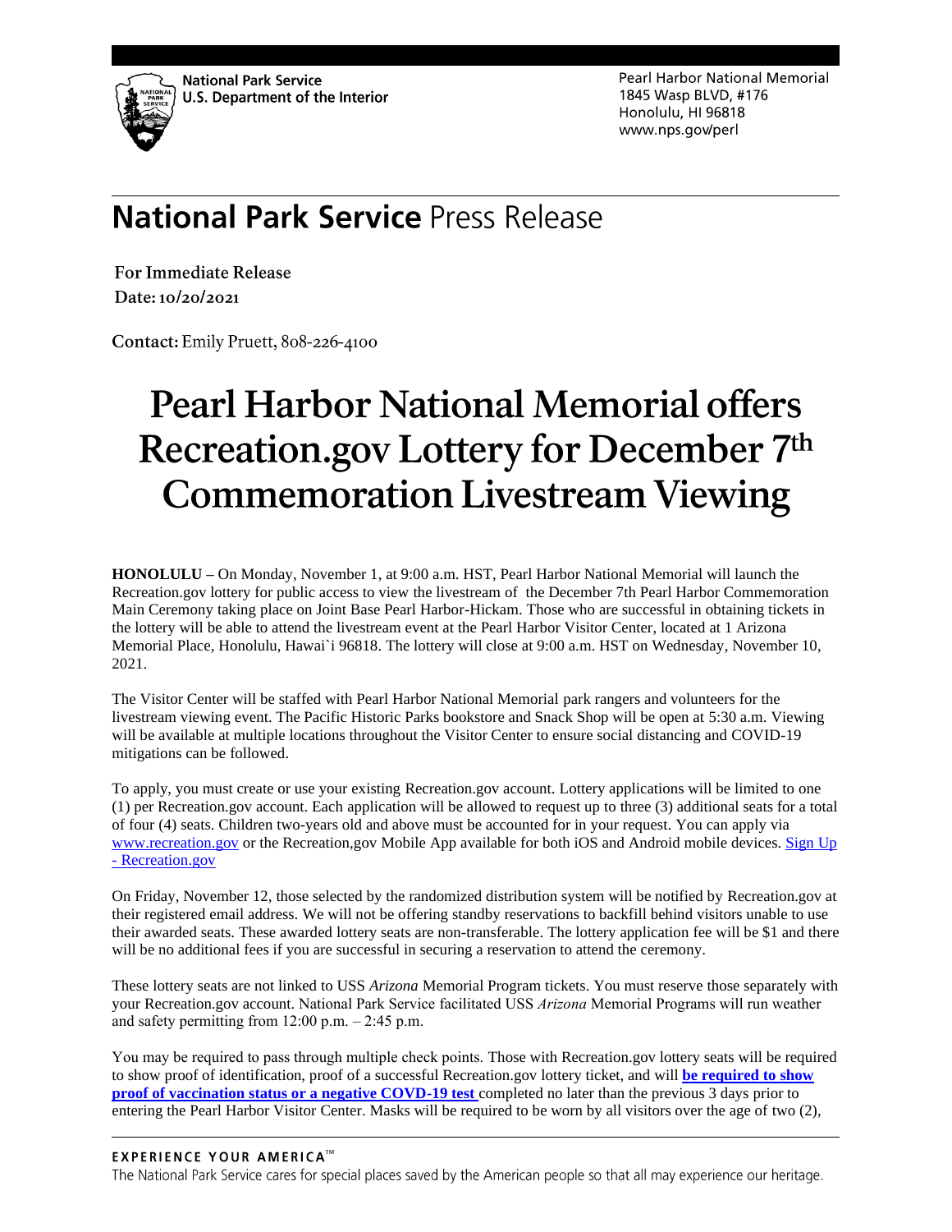National Park Service
U.S. Department of the Interior

Pearl Harbor National Memorial
1845 Wasp BLVD, #176
Honolulu, HI 96818
www.nps.gov/perl

# **National Park Service** Press Release

**For Immediate Release**
**Date:** 10/20/2021

**Contact:** Emily Pruett, 808-226-4100

# Pearl Harbor National Memorial offers Recreation.gov Lottery for December 7th Commemoration Livestream Viewing

**HONOLULU –** On Monday, November 1, at 9:00 a.m. HST, Pearl Harbor National Memorial will launch the Recreation.gov lottery for public access to view the livestream of the December 7th Pearl Harbor Commemoration Main Ceremony taking place on Joint Base Pearl Harbor-Hickam. Those who are successful in obtaining tickets in the lottery will be able to attend the livestream event at the Pearl Harbor Visitor Center, located at 1 Arizona Memorial Place, Honolulu, Hawai`i 96818. The lottery will close at 9:00 a.m. HST on Wednesday, November 10, 2021.

The Visitor Center will be staffed with Pearl Harbor National Memorial park rangers and volunteers for the livestream viewing event. The Pacific Historic Parks bookstore and Snack Shop will be open at 5:30 a.m. Viewing will be available at multiple locations throughout the Visitor Center to ensure social distancing and COVID-19 mitigations can be followed.

To apply, you must create or use your existing Recreation.gov account. Lottery applications will be limited to one (1) per Recreation.gov account. Each application will be allowed to request up to three (3) additional seats for a total of four (4) seats. Children two-years old and above must be accounted for in your request. You can apply via www.recreation.gov or the Recreation,gov Mobile App available for both iOS and Android mobile devices. Sign Up - Recreation.gov

On Friday, November 12, those selected by the randomized distribution system will be notified by Recreation.gov at their registered email address. We will not be offering standby reservations to backfill behind visitors unable to use their awarded seats. These awarded lottery seats are non-transferable. The lottery application fee will be $1 and there will be no additional fees if you are successful in securing a reservation to attend the ceremony.

These lottery seats are not linked to USS *Arizona* Memorial Program tickets. You must reserve those separately with your Recreation.gov account. National Park Service facilitated USS *Arizona* Memorial Programs will run weather and safety permitting from 12:00 p.m. – 2:45 p.m.

You may be required to pass through multiple check points. Those with Recreation.gov lottery seats will be required to show proof of identification, proof of a successful Recreation.gov lottery ticket, and will **be required to show proof of vaccination status or a negative COVD-19 test** completed no later than the previous 3 days prior to entering the Pearl Harbor Visitor Center. Masks will be required to be worn by all visitors over the age of two (2),

EXPERIENCE YOUR AMERICA™
The National Park Service cares for special places saved by the American people so that all may experience our heritage.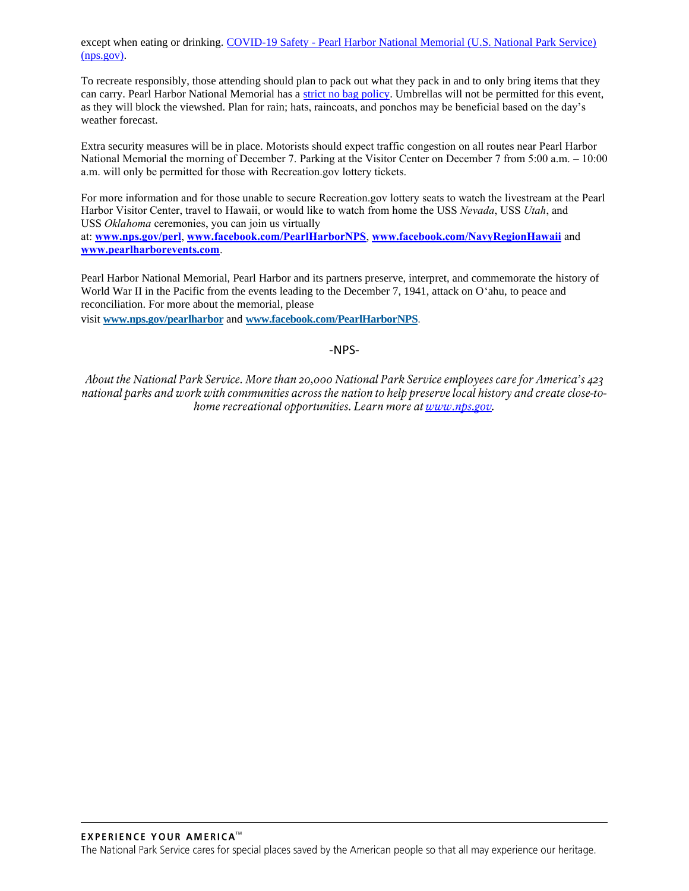except when eating or drinking. [COVID-19 Safety - Pearl Harbor National Memorial (U.S. National Park Service) (nps.gov)](https://www.nps.gov).

To recreate responsibly, those attending should plan to pack out what they pack in and to only bring items that they can carry. Pearl Harbor National Memorial has a strict no bag policy. Umbrellas will not be permitted for this event, as they will block the viewshed. Plan for rain; hats, raincoats, and ponchos may be beneficial based on the day's weather forecast.

Extra security measures will be in place. Motorists should expect traffic congestion on all routes near Pearl Harbor National Memorial the morning of December 7. Parking at the Visitor Center on December 7 from 5:00 a.m. – 10:00 a.m. will only be permitted for those with Recreation.gov lottery tickets.

For more information and for those unable to secure Recreation.gov lottery seats to watch the livestream at the Pearl Harbor Visitor Center, travel to Hawaii, or would like to watch from home the USS *Nevada*, USS *Utah*, and USS *Oklahoma* ceremonies, you can join us virtually at: **www.nps.gov/perl**, **www.facebook.com/PearlHarborNPS**, **www.facebook.com/NavyRegionHawaii** and **www.pearlharborevents.com**.

Pearl Harbor National Memorial, Pearl Harbor and its partners preserve, interpret, and commemorate the history of World War II in the Pacific from the events leading to the December 7, 1941, attack on O'ahu, to peace and reconciliation. For more about the memorial, please visit **www.nps.gov/pearlharbor** and **www.facebook.com/PearlHarborNPS**.

-NPS-

*About the National Park Service. More than 20,000 National Park Service employees care for America's 423 national parks and work with communities across the nation to help preserve local history and create close-to-home recreational opportunities. Learn more at www.nps.gov.*

**EXPERIENCE YOUR AMERICA™**

The National Park Service cares for special places saved by the American people so that all may experience our heritage.